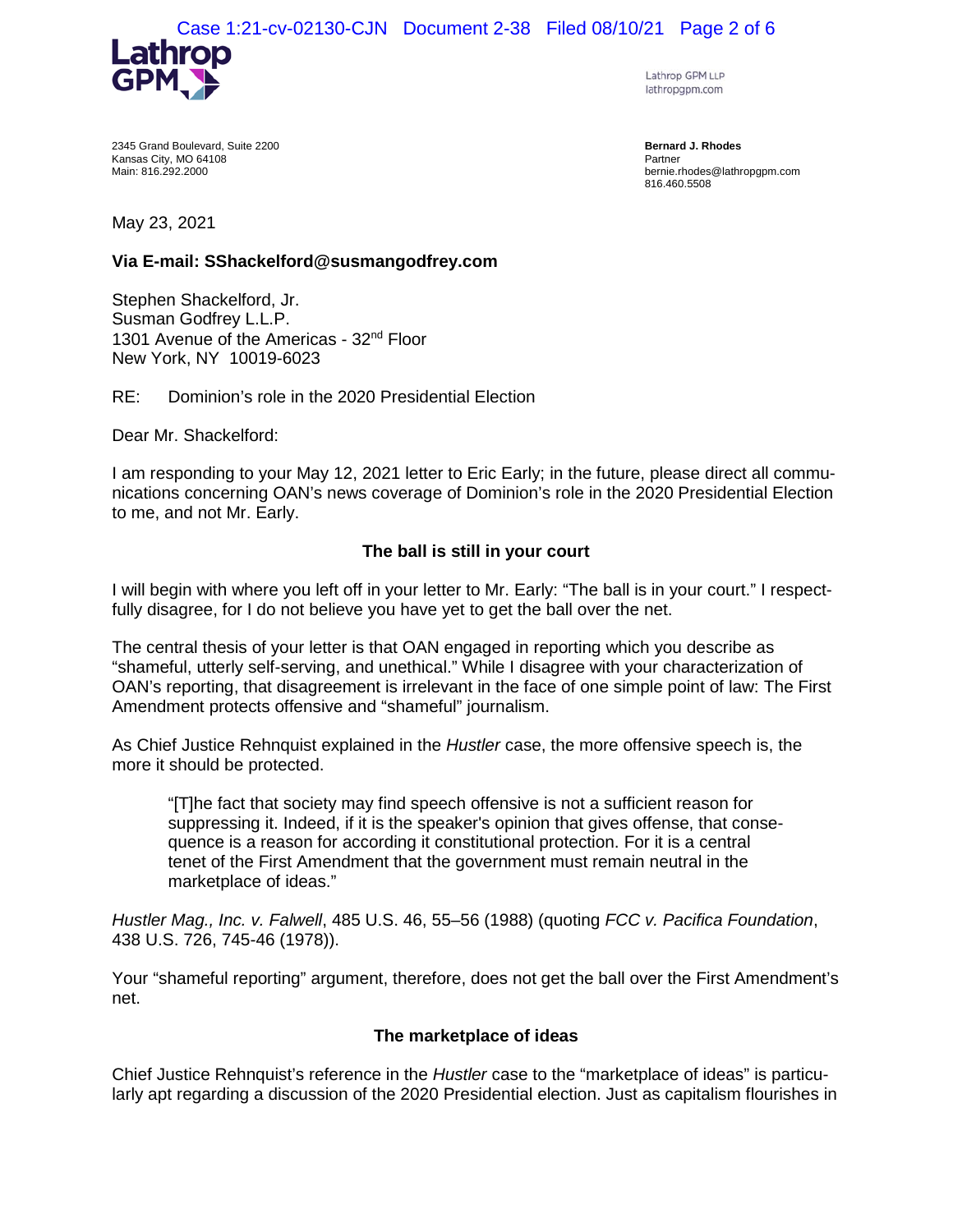Lathrop GPM

Lathrop GPM LLP
lathropgpm.com

2345 Grand Boulevard, Suite 2200
Kansas City, MO 64108
Main: 816.292.2000

**Bernard J. Rhodes**
Partner
bernie.rhodes@lathropgpm.com
816.460.5508

May 23, 2021

**Via E-mail: SShackelford@susmangodfrey.com**

Stephen Shackelford, Jr.
Susman Godfrey L.L.P.
1301 Avenue of the Americas - 32nd Floor
New York, NY 10019-6023

RE: Dominion's role in the 2020 Presidential Election

Dear Mr. Shackelford:

I am responding to your May 12, 2021 letter to Eric Early; in the future, please direct all communications concerning OAN's news coverage of Dominion's role in the 2020 Presidential Election to me, and not Mr. Early.

**The ball is still in your court**

I will begin with where you left off in your letter to Mr. Early: "The ball is in your court." I respectfully disagree, for I do not believe you have yet to get the ball over the net.

The central thesis of your letter is that OAN engaged in reporting which you describe as "shameful, utterly self-serving, and unethical." While I disagree with your characterization of OAN's reporting, that disagreement is irrelevant in the face of one simple point of law: The First Amendment protects offensive and "shameful" journalism.

As Chief Justice Rehnquist explained in the *Hustler* case, the more offensive speech is, the more it should be protected.

> "[T]he fact that society may find speech offensive is not a sufficient reason for suppressing it. Indeed, if it is the speaker's opinion that gives offense, that consequence is a reason for according it constitutional protection. For it is a central tenet of the First Amendment that the government must remain neutral in the marketplace of ideas."

*Hustler Mag., Inc. v. Falwell*, 485 U.S. 46, 55–56 (1988) (quoting *FCC v. Pacifica Foundation*, 438 U.S. 726, 745-46 (1978)).

Your "shameful reporting" argument, therefore, does not get the ball over the First Amendment's net.

**The marketplace of ideas**

Chief Justice Rehnquist's reference in the *Hustler* case to the "marketplace of ideas" is particularly apt regarding a discussion of the 2020 Presidential election. Just as capitalism flourishes in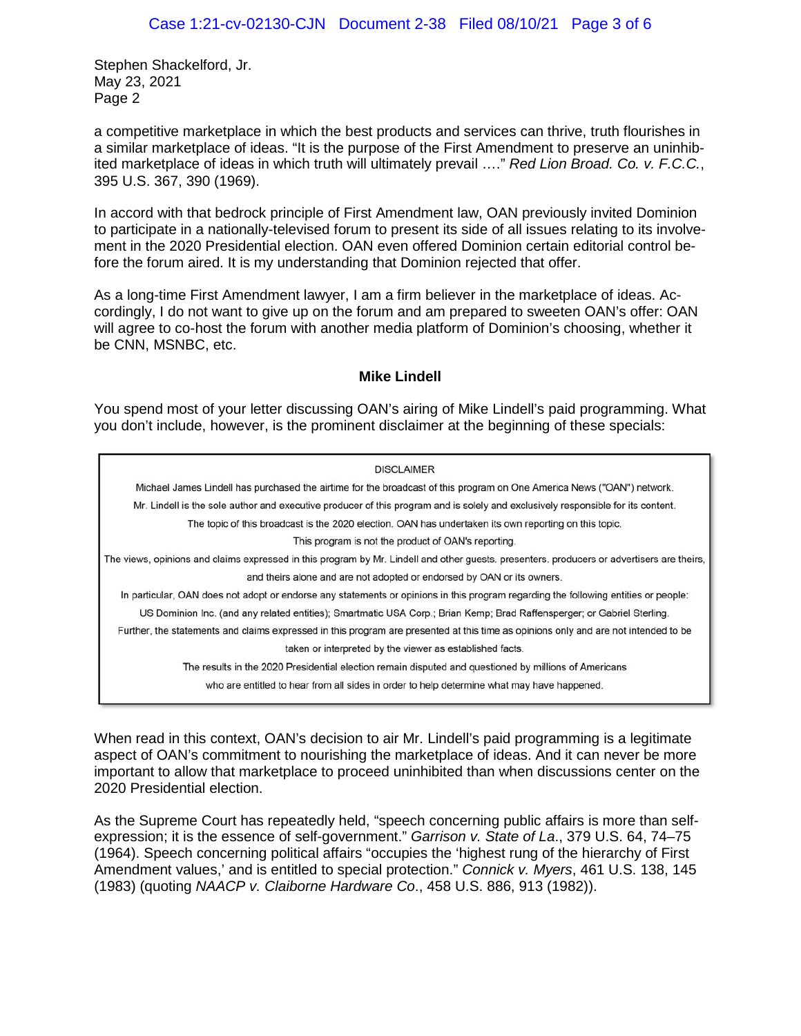Stephen Shackelford, Jr.
May 23, 2021
Page 2

a competitive marketplace in which the best products and services can thrive, truth flourishes in a similar marketplace of ideas. "It is the purpose of the First Amendment to preserve an uninhibited marketplace of ideas in which truth will ultimately prevail …." *Red Lion Broad. Co. v. F.C.C.*, 395 U.S. 367, 390 (1969).

In accord with that bedrock principle of First Amendment law, OAN previously invited Dominion to participate in a nationally-televised forum to present its side of all issues relating to its involvement in the 2020 Presidential election. OAN even offered Dominion certain editorial control before the forum aired. It is my understanding that Dominion rejected that offer.

As a long-time First Amendment lawyer, I am a firm believer in the marketplace of ideas. Accordingly, I do not want to give up on the forum and am prepared to sweeten OAN's offer: OAN will agree to co-host the forum with another media platform of Dominion's choosing, whether it be CNN, MSNBC, etc.

**Mike Lindell**

You spend most of your letter discussing OAN's airing of Mike Lindell's paid programming. What you don't include, however, is the prominent disclaimer at the beginning of these specials:

> DISCLAIMER
>
> Michael James Lindell has purchased the airtime for the broadcast of this program on One America News ("OAN") network.
> Mr. Lindell is the sole author and executive producer of this program and is solely and exclusively responsible for its content.
> The topic of this broadcast is the 2020 election. OAN has undertaken its own reporting on this topic.
> This program is not the product of OAN's reporting.
> The views, opinions and claims expressed in this program by Mr. Lindell and other guests. presenters. producers or advertisers are theirs, and theirs alone and are not adopted or endorsed by OAN or its owners.
> In particular, OAN does not adopt or endorse any statements or opinions in this program regarding the following entities or people: US Dominion Inc. (and any related entities); Smartmatic USA Corp.; Brian Kemp; Brad Raffensperger; or Gabriel Sterling.
> Further, the statements and claims expressed in this program are presented at this time as opinions only and are not intended to be taken or interpreted by the viewer as established facts.
> The results in the 2020 Presidential election remain disputed and questioned by millions of Americans who are entitled to hear from all sides in order to help determine what may have happened.

When read in this context, OAN's decision to air Mr. Lindell's paid programming is a legitimate aspect of OAN's commitment to nourishing the marketplace of ideas. And it can never be more important to allow that marketplace to proceed uninhibited than when discussions center on the 2020 Presidential election.

As the Supreme Court has repeatedly held, "speech concerning public affairs is more than self-expression; it is the essence of self-government." *Garrison v. State of La*., 379 U.S. 64, 74–75 (1964). Speech concerning political affairs "occupies the 'highest rung of the hierarchy of First Amendment values,' and is entitled to special protection." *Connick v. Myers*, 461 U.S. 138, 145 (1983) (quoting *NAACP v. Claiborne Hardware Co*., 458 U.S. 886, 913 (1982)).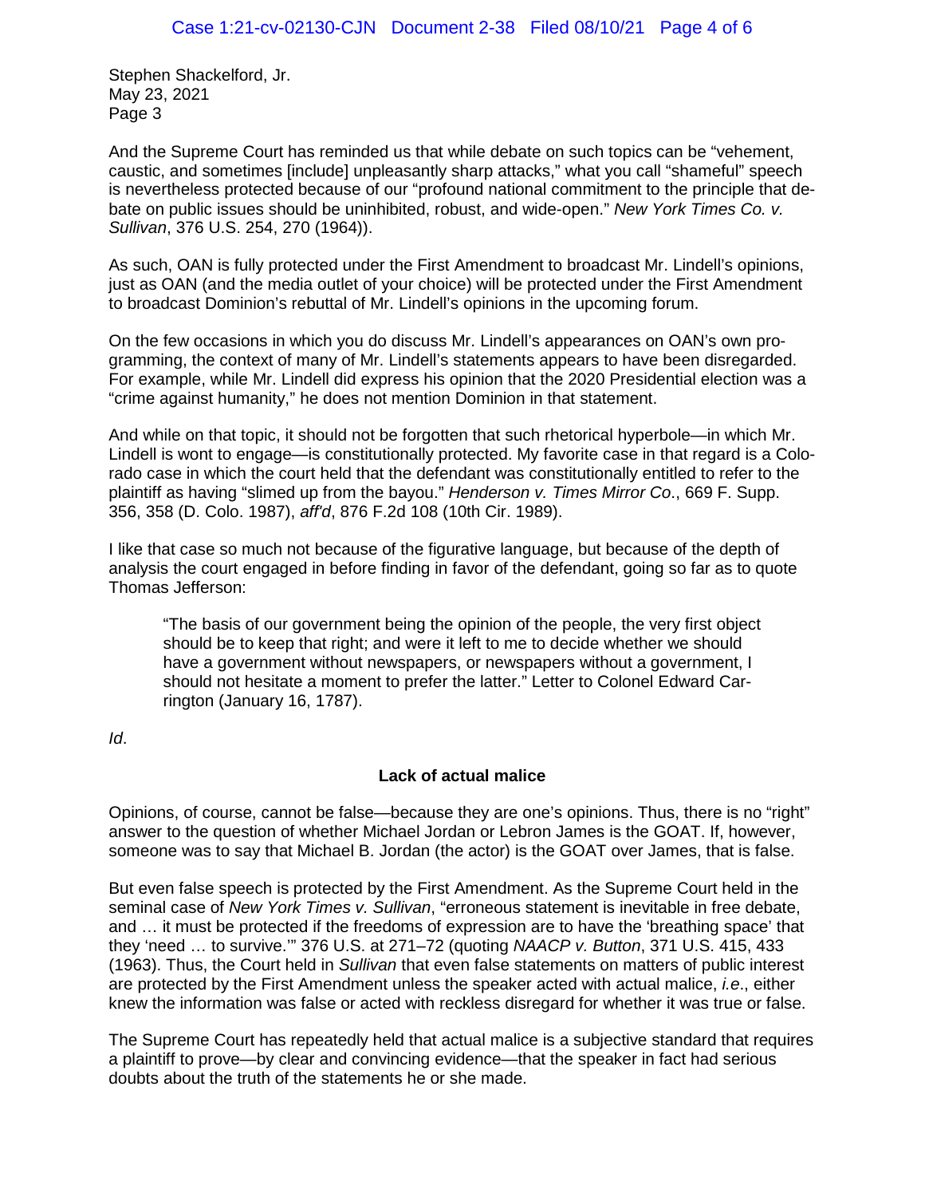Stephen Shackelford, Jr.
May 23, 2021
Page 3

And the Supreme Court has reminded us that while debate on such topics can be "vehement, caustic, and sometimes [include] unpleasantly sharp attacks," what you call "shameful" speech is nevertheless protected because of our "profound national commitment to the principle that debate on public issues should be uninhibited, robust, and wide-open." *New York Times Co. v. Sullivan*, 376 U.S. 254, 270 (1964)).

As such, OAN is fully protected under the First Amendment to broadcast Mr. Lindell's opinions, just as OAN (and the media outlet of your choice) will be protected under the First Amendment to broadcast Dominion's rebuttal of Mr. Lindell's opinions in the upcoming forum.

On the few occasions in which you do discuss Mr. Lindell's appearances on OAN's own programming, the context of many of Mr. Lindell's statements appears to have been disregarded. For example, while Mr. Lindell did express his opinion that the 2020 Presidential election was a "crime against humanity," he does not mention Dominion in that statement.

And while on that topic, it should not be forgotten that such rhetorical hyperbole—in which Mr. Lindell is wont to engage—is constitutionally protected. My favorite case in that regard is a Colorado case in which the court held that the defendant was constitutionally entitled to refer to the plaintiff as having "slimed up from the bayou." *Henderson v. Times Mirror Co*., 669 F. Supp. 356, 358 (D. Colo. 1987), *aff'd*, 876 F.2d 108 (10th Cir. 1989).

I like that case so much not because of the figurative language, but because of the depth of analysis the court engaged in before finding in favor of the defendant, going so far as to quote Thomas Jefferson:

> "The basis of our government being the opinion of the people, the very first object should be to keep that right; and were it left to me to decide whether we should have a government without newspapers, or newspapers without a government, I should not hesitate a moment to prefer the latter." Letter to Colonel Edward Carrington (January 16, 1787).

*Id*.

**Lack of actual malice**

Opinions, of course, cannot be false—because they are one's opinions. Thus, there is no "right" answer to the question of whether Michael Jordan or Lebron James is the GOAT. If, however, someone was to say that Michael B. Jordan (the actor) is the GOAT over James, that is false.

But even false speech is protected by the First Amendment. As the Supreme Court held in the seminal case of *New York Times v. Sullivan*, "erroneous statement is inevitable in free debate, and … it must be protected if the freedoms of expression are to have the 'breathing space' that they 'need … to survive.'" 376 U.S. at 271–72 (quoting *NAACP v. Button*, 371 U.S. 415, 433 (1963). Thus, the Court held in *Sullivan* that even false statements on matters of public interest are protected by the First Amendment unless the speaker acted with actual malice, *i.e*., either knew the information was false or acted with reckless disregard for whether it was true or false.

The Supreme Court has repeatedly held that actual malice is a subjective standard that requires a plaintiff to prove—by clear and convincing evidence—that the speaker in fact had serious doubts about the truth of the statements he or she made.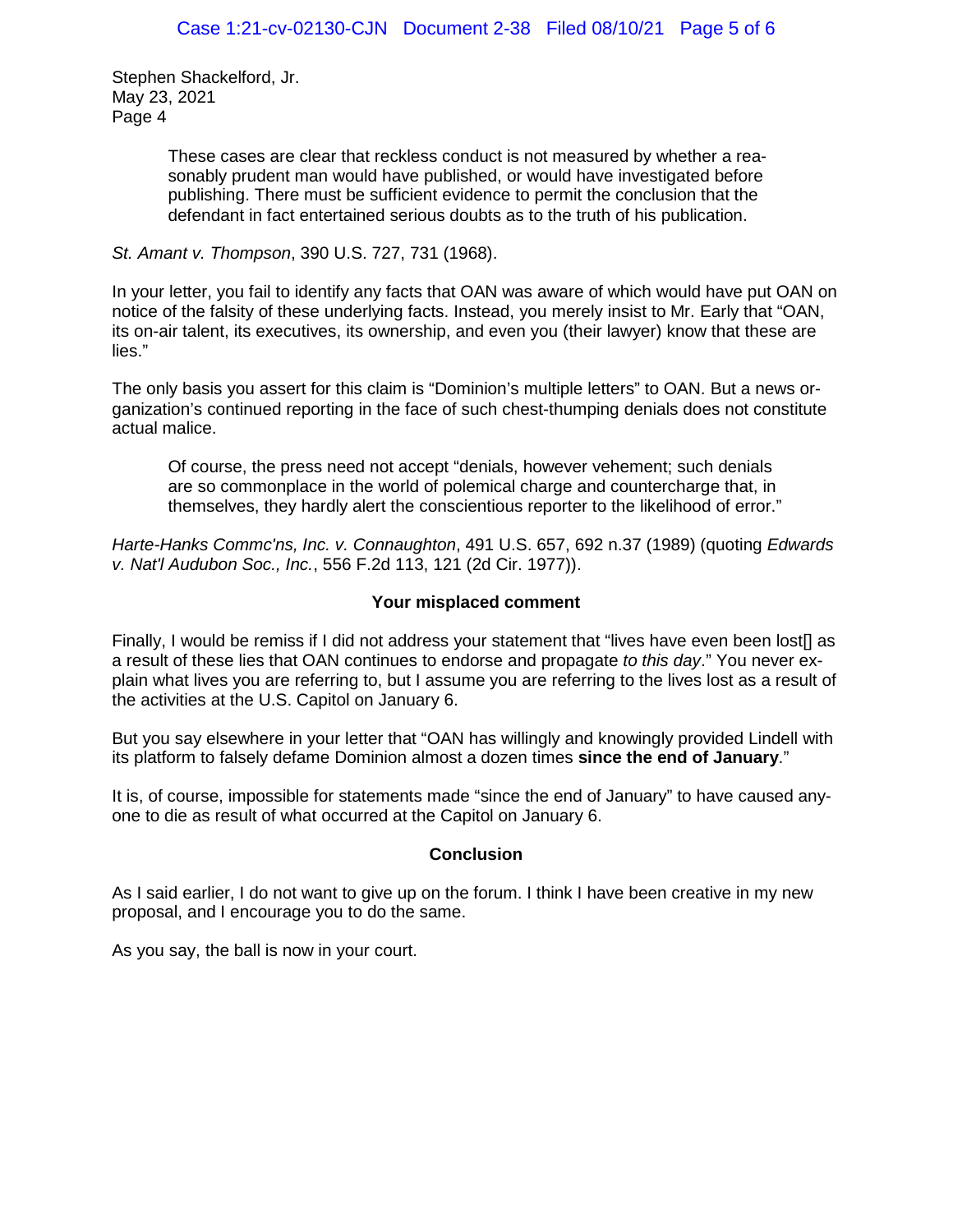Stephen Shackelford, Jr.
May 23, 2021
Page 4

> These cases are clear that reckless conduct is not measured by whether a reasonably prudent man would have published, or would have investigated before publishing. There must be sufficient evidence to permit the conclusion that the defendant in fact entertained serious doubts as to the truth of his publication.

*St. Amant v. Thompson*, 390 U.S. 727, 731 (1968).

In your letter, you fail to identify any facts that OAN was aware of which would have put OAN on notice of the falsity of these underlying facts. Instead, you merely insist to Mr. Early that "OAN, its on-air talent, its executives, its ownership, and even you (their lawyer) know that these are lies."

The only basis you assert for this claim is "Dominion's multiple letters" to OAN. But a news organization's continued reporting in the face of such chest-thumping denials does not constitute actual malice.

> Of course, the press need not accept "denials, however vehement; such denials are so commonplace in the world of polemical charge and countercharge that, in themselves, they hardly alert the conscientious reporter to the likelihood of error."

*Harte-Hanks Commc'ns, Inc. v. Connaughton*, 491 U.S. 657, 692 n.37 (1989) (quoting *Edwards v. Nat'l Audubon Soc., Inc.*, 556 F.2d 113, 121 (2d Cir. 1977)).

**Your misplaced comment**

Finally, I would be remiss if I did not address your statement that "lives have even been lost[] as a result of these lies that OAN continues to endorse and propagate *to this day*." You never explain what lives you are referring to, but I assume you are referring to the lives lost as a result of the activities at the U.S. Capitol on January 6.

But you say elsewhere in your letter that "OAN has willingly and knowingly provided Lindell with its platform to falsely defame Dominion almost a dozen times **since the end of January**."

It is, of course, impossible for statements made "since the end of January" to have caused anyone to die as result of what occurred at the Capitol on January 6.

**Conclusion**

As I said earlier, I do not want to give up on the forum. I think I have been creative in my new proposal, and I encourage you to do the same.

As you say, the ball is now in your court.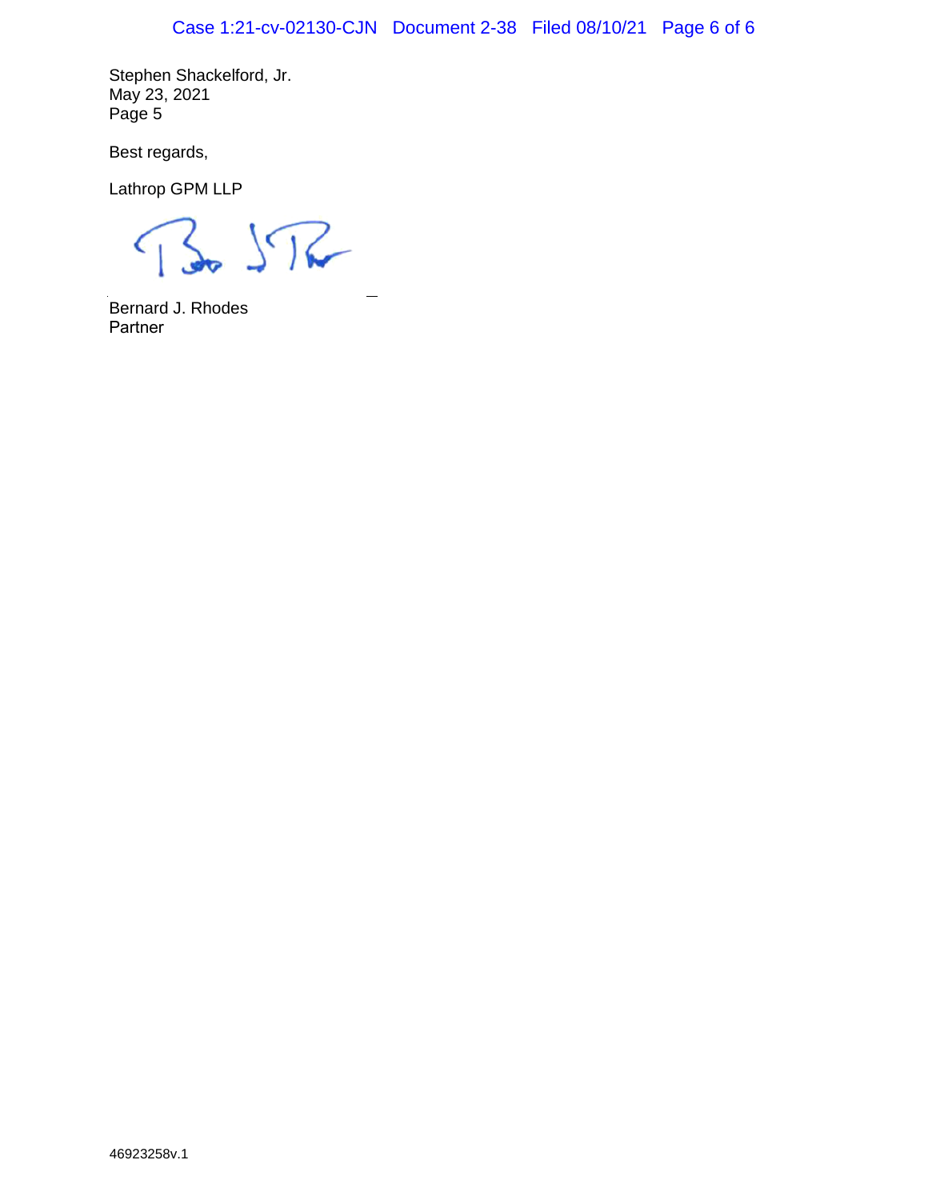Best regards,

Lathrop GPM LLP

Bernard J. Rhodes
Partner

46923258v.1